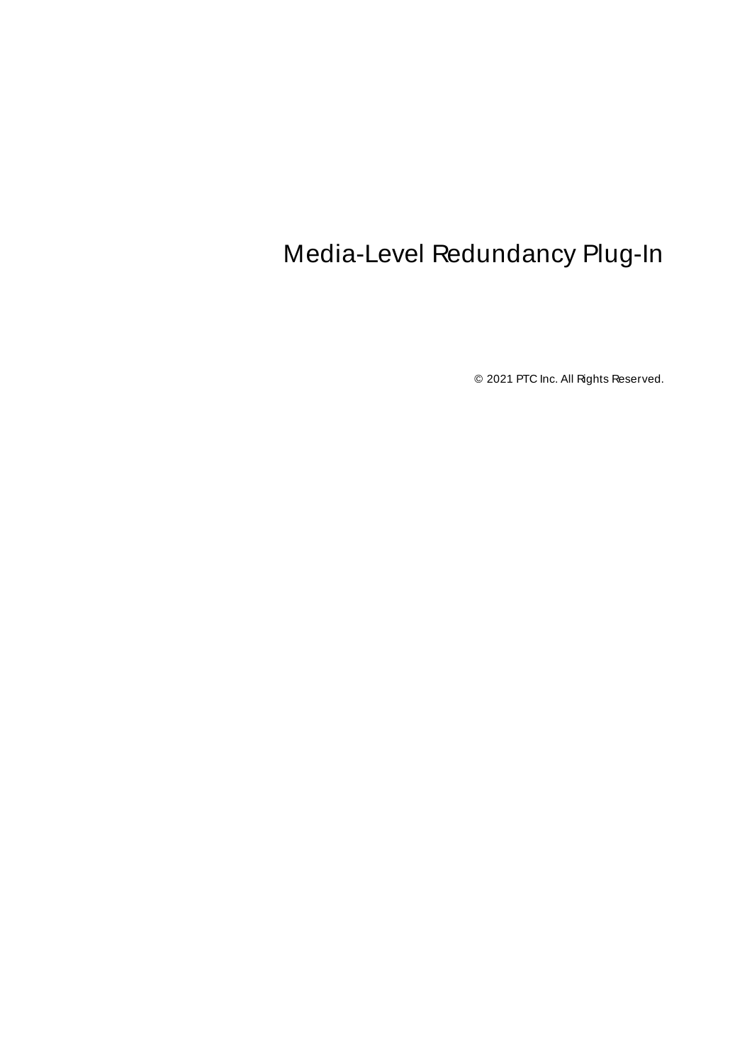# Media-Level Redundancy Plug-In

© 2021 PTC Inc. All Rights Reserved.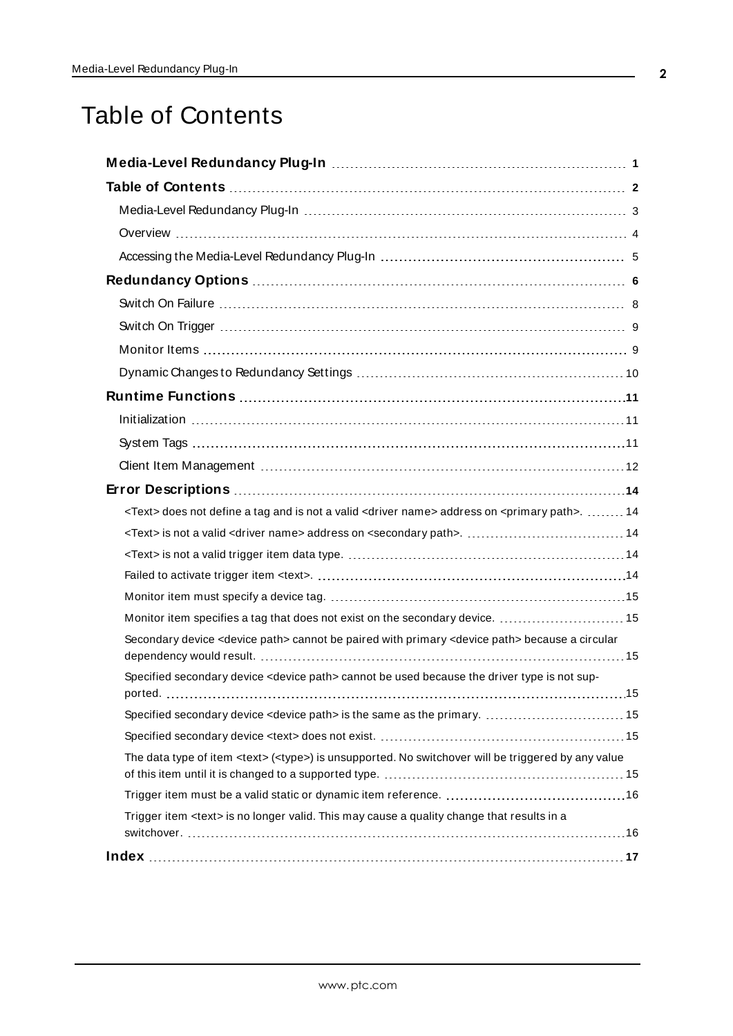# Table of Contents

**Media-Level Redundancy Plug-In** ..... 1

**Table of Contents** ..... 2

Media-Level Redundancy Plug-In ..... 3

Overview ..... 4

Accessing the Media-Level Redundancy Plug-In ..... 5

**Redundancy Options** ..... 6

Switch On Failure ..... 8

Switch On Trigger ..... 9

Monitor Items ..... 9

Dynamic Changes to Redundancy Settings ..... 10

**Runtime Functions** ..... 11

Initialization ..... 11

System Tags ..... 11

Client Item Management ..... 12

**Error Descriptions** ..... 14

<Text> does not define a tag and is not a valid <driver name> address on <primary path>. ..... 14

<Text> is not a valid <driver name> address on <secondary path>. ..... 14

<Text> is not a valid trigger item data type. ..... 14

Failed to activate trigger item <text>. ..... 14

Monitor item must specify a device tag. ..... 15

Monitor item specifies a tag that does not exist on the secondary device. ..... 15

Secondary device <device path> cannot be paired with primary <device path> because a circular dependency would result. ..... 15

Specified secondary device <device path> cannot be used because the driver type is not supported. ..... 15

Specified secondary device <device path> is the same as the primary. ..... 15

Specified secondary device <text> does not exist. ..... 15

The data type of item <text> (<type>) is unsupported. No switchover will be triggered by any value of this item until it is changed to a supported type. ..... 15

Trigger item must be a valid static or dynamic item reference. ..... 16

Trigger item <text> is no longer valid. This may cause a quality change that results in a switchover. ..... 16

**Index** ..... 17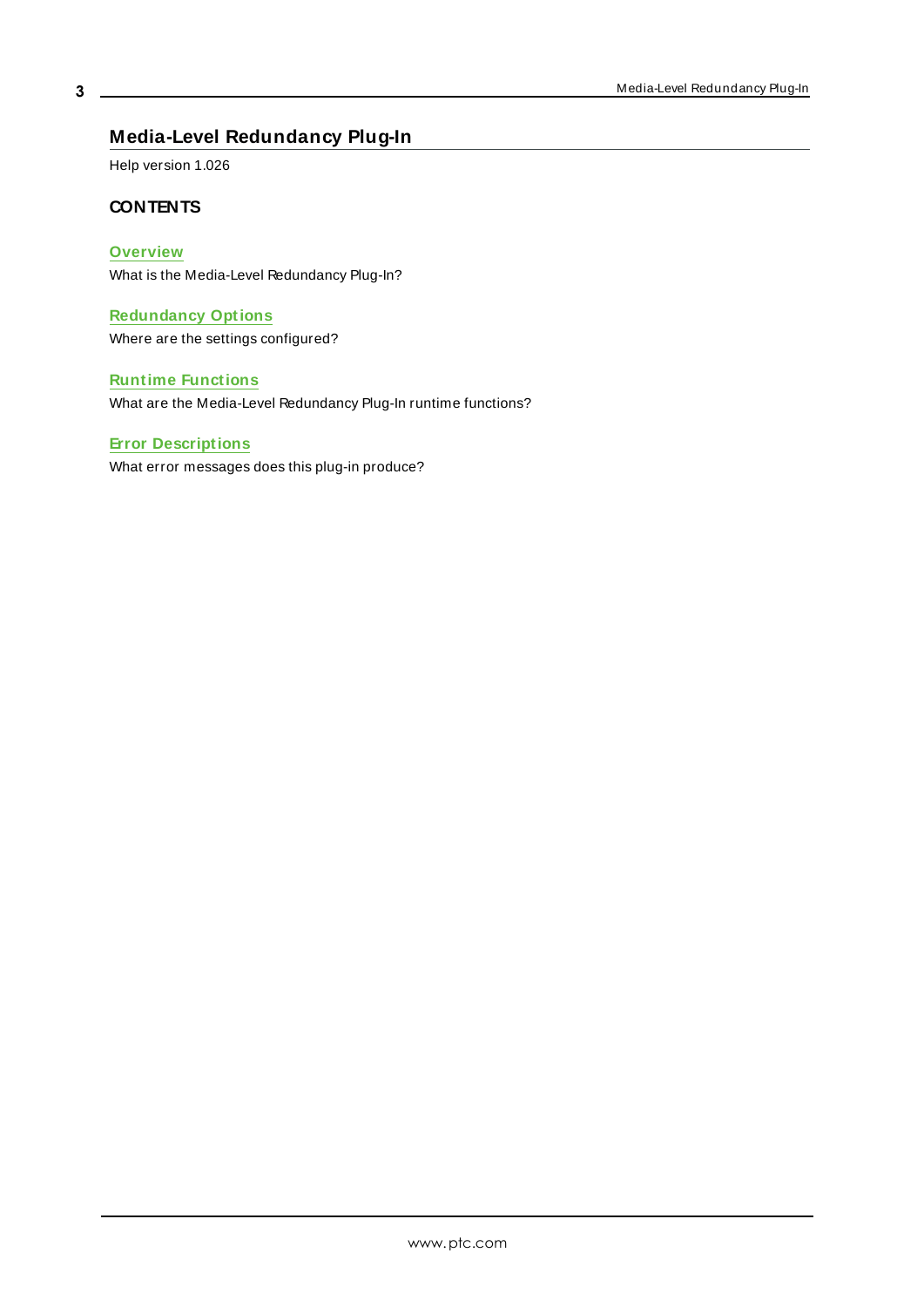# Media-Level Redundancy Plug-In

Help version 1.026

## CONTENTS

**Overview**
What is the Media-Level Redundancy Plug-In?

**Redundancy Options**
Where are the settings configured?

**Runtime Functions**
What are the Media-Level Redundancy Plug-In runtime functions?

**Error Descriptions**
What error messages does this plug-in produce?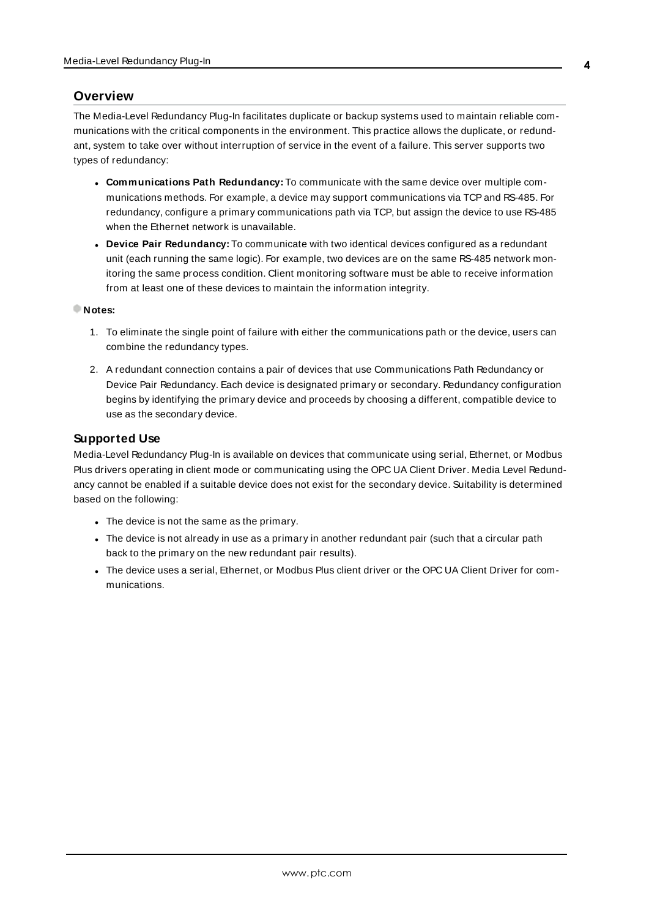## Overview

The Media-Level Redundancy Plug-In facilitates duplicate or backup systems used to maintain reliable communications with the critical components in the environment. This practice allows the duplicate, or redundant, system to take over without interruption of service in the event of a failure. This server supports two types of redundancy:

- **Communications Path Redundancy:** To communicate with the same device over multiple communications methods. For example, a device may support communications via TCP and RS-485. For redundancy, configure a primary communications path via TCP, but assign the device to use RS-485 when the Ethernet network is unavailable.
- **Device Pair Redundancy:** To communicate with two identical devices configured as a redundant unit (each running the same logic). For example, two devices are on the same RS-485 network monitoring the same process condition. Client monitoring software must be able to receive information from at least one of these devices to maintain the information integrity.

**Notes:**

1. To eliminate the single point of failure with either the communications path or the device, users can combine the redundancy types.
2. A redundant connection contains a pair of devices that use Communications Path Redundancy or Device Pair Redundancy. Each device is designated primary or secondary. Redundancy configuration begins by identifying the primary device and proceeds by choosing a different, compatible device to use as the secondary device.

### Supported Use

Media-Level Redundancy Plug-In is available on devices that communicate using serial, Ethernet, or Modbus Plus drivers operating in client mode or communicating using the OPC UA Client Driver. Media Level Redundancy cannot be enabled if a suitable device does not exist for the secondary device. Suitability is determined based on the following:

- The device is not the same as the primary.
- The device is not already in use as a primary in another redundant pair (such that a circular path back to the primary on the new redundant pair results).
- The device uses a serial, Ethernet, or Modbus Plus client driver or the OPC UA Client Driver for communications.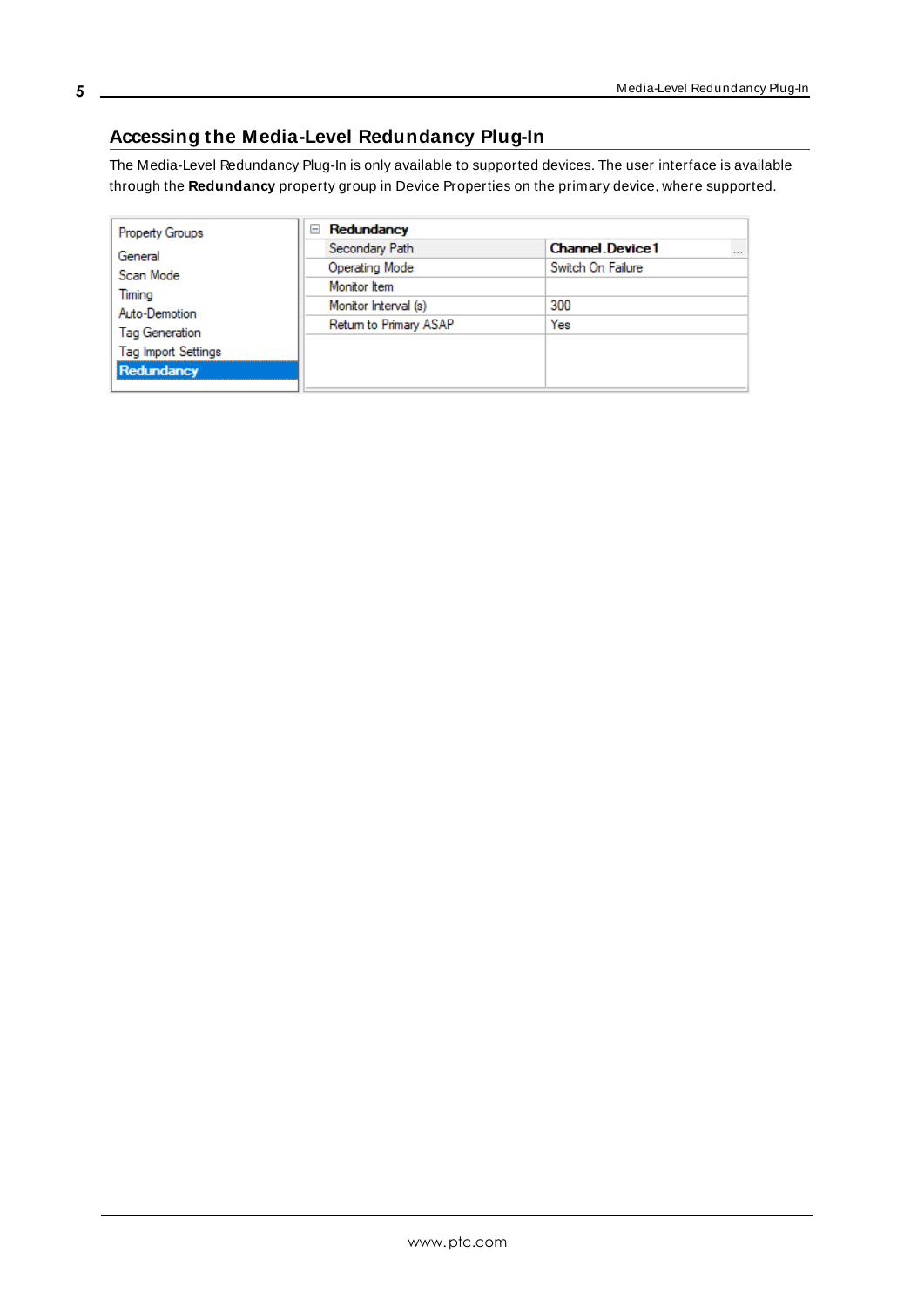## Accessing the Media-Level Redundancy Plug-In

The Media-Level Redundancy Plug-In is only available to supported devices. The user interface is available through the **Redundancy** property group in Device Properties on the primary device, where supported.

| Property Groups | Redundancy | |
|---|---|---|
| General | Secondary Path | Channel.Device1 |
| Scan Mode | Operating Mode | Switch On Failure |
| Timing | Monitor Item | |
| Auto-Demotion | Monitor Interval (s) | 300 |
| Tag Generation | Return to Primary ASAP | Yes |
| Tag Import Settings | | |
| Redundancy | | |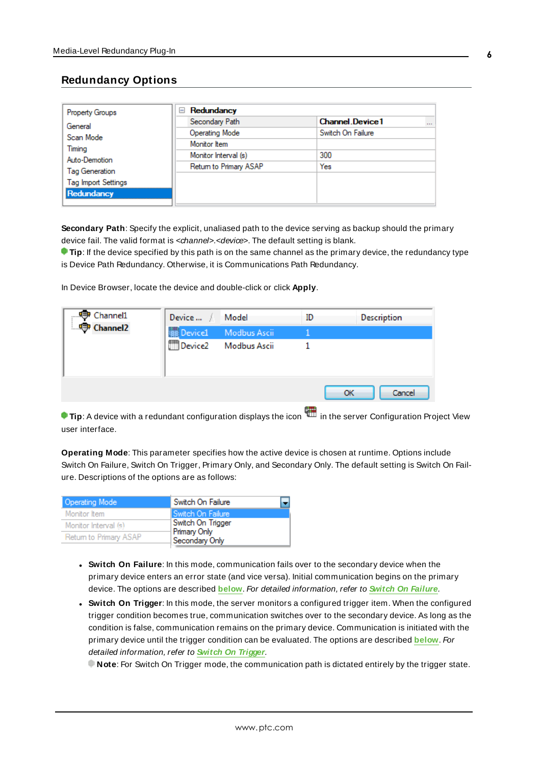## Redundancy Options

**Secondary Path**: Specify the explicit, unaliased path to the device serving as backup should the primary device fail. The valid format is *<channel>.<device>*. The default setting is blank.

**Tip**: If the device specified by this path is on the same channel as the primary device, the redundancy type is Device Path Redundancy. Otherwise, it is Communications Path Redundancy.

In Device Browser, locate the device and double-click or click **Apply**.

**Tip**: A device with a redundant configuration displays the icon in the server Configuration Project View user interface.

**Operating Mode**: This parameter specifies how the active device is chosen at runtime. Options include Switch On Failure, Switch On Trigger, Primary Only, and Secondary Only. The default setting is Switch On Failure. Descriptions of the options are as follows:

- **Switch On Failure**: In this mode, communication fails over to the secondary device when the primary device enters an error state (and vice versa). Initial communication begins on the primary device. The options are described below. *For detailed information, refer to Switch On Failure.*
- **Switch On Trigger**: In this mode, the server monitors a configured trigger item. When the configured trigger condition becomes true, communication switches over to the secondary device. As long as the condition is false, communication remains on the primary device. Communication is initiated with the primary device until the trigger condition can be evaluated. The options are described below. *For detailed information, refer to Switch On Trigger.*

  **Note**: For Switch On Trigger mode, the communication path is dictated entirely by the trigger state.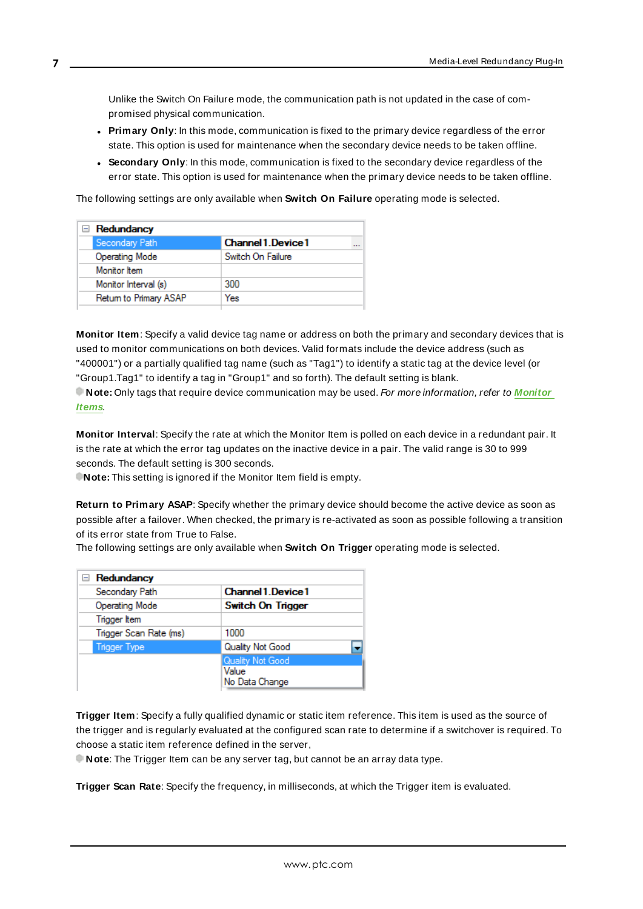Unlike the Switch On Failure mode, the communication path is not updated in the case of compromised physical communication.

- **Primary Only**: In this mode, communication is fixed to the primary device regardless of the error state. This option is used for maintenance when the secondary device needs to be taken offline.
- **Secondary Only**: In this mode, communication is fixed to the secondary device regardless of the error state. This option is used for maintenance when the primary device needs to be taken offline.

The following settings are only available when **Switch On Failure** operating mode is selected.

| Redundancy | |
|---|---|
| Secondary Path | Channel1.Device1 |
| Operating Mode | Switch On Failure |
| Monitor Item | |
| Monitor Interval (s) | 300 |
| Return to Primary ASAP | Yes |

**Monitor Item**: Specify a valid device tag name or address on both the primary and secondary devices that is used to monitor communications on both devices. Valid formats include the device address (such as "400001") or a partially qualified tag name (such as "Tag1") to identify a static tag at the device level (or "Group1.Tag1" to identify a tag in "Group1" and so forth). The default setting is blank.
**Note:** Only tags that require device communication may be used. *For more information, refer to* ***Monitor Items***.

**Monitor Interval**: Specify the rate at which the Monitor Item is polled on each device in a redundant pair. It is the rate at which the error tag updates on the inactive device in a pair. The valid range is 30 to 999 seconds. The default setting is 300 seconds.
**Note:** This setting is ignored if the Monitor Item field is empty.

**Return to Primary ASAP**: Specify whether the primary device should become the active device as soon as possible after a failover. When checked, the primary is re-activated as soon as possible following a transition of its error state from True to False.
The following settings are only available when **Switch On Trigger** operating mode is selected.

| Redundancy | |
|---|---|
| Secondary Path | Channel1.Device1 |
| Operating Mode | Switch On Trigger |
| Trigger Item | |
| Trigger Scan Rate (ms) | 1000 |
| Trigger Type | Quality Not Good (Quality Not Good / Value / No Data Change) |

**Trigger Item**: Specify a fully qualified dynamic or static item reference. This item is used as the source of the trigger and is regularly evaluated at the configured scan rate to determine if a switchover is required. To choose a static item reference defined in the server,
**Note**: The Trigger Item can be any server tag, but cannot be an array data type.

**Trigger Scan Rate**: Specify the frequency, in milliseconds, at which the Trigger item is evaluated.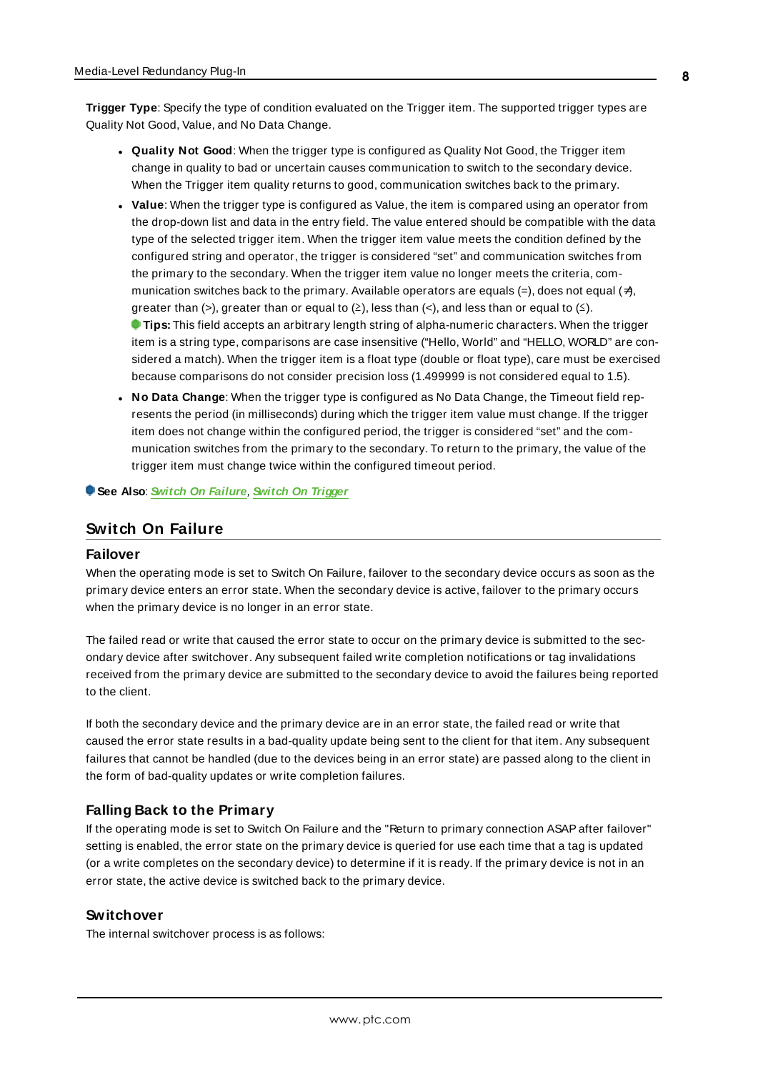**Trigger Type**: Specify the type of condition evaluated on the Trigger item. The supported trigger types are Quality Not Good, Value, and No Data Change.

- **Quality Not Good**: When the trigger type is configured as Quality Not Good, the Trigger item change in quality to bad or uncertain causes communication to switch to the secondary device. When the Trigger item quality returns to good, communication switches back to the primary.
- **Value**: When the trigger type is configured as Value, the item is compared using an operator from the drop-down list and data in the entry field. The value entered should be compatible with the data type of the selected trigger item. When the trigger item value meets the condition defined by the configured string and operator, the trigger is considered "set" and communication switches from the primary to the secondary. When the trigger item value no longer meets the criteria, communication switches back to the primary. Available operators are equals (=), does not equal (≠), greater than (>), greater than or equal to (≥), less than (<), and less than or equal to (≤).
  **Tips:** This field accepts an arbitrary length string of alpha-numeric characters. When the trigger item is a string type, comparisons are case insensitive ("Hello, World" and "HELLO, WORLD" are considered a match). When the trigger item is a float type (double or float type), care must be exercised because comparisons do not consider precision loss (1.499999 is not considered equal to 1.5).
- **No Data Change**: When the trigger type is configured as No Data Change, the Timeout field represents the period (in milliseconds) during which the trigger item value must change. If the trigger item does not change within the configured period, the trigger is considered "set" and the communication switches from the primary to the secondary. To return to the primary, the value of the trigger item must change twice within the configured timeout period.

**See Also**: *Switch On Failure*, *Switch On Trigger*

## Switch On Failure

### Failover

When the operating mode is set to Switch On Failure, failover to the secondary device occurs as soon as the primary device enters an error state. When the secondary device is active, failover to the primary occurs when the primary device is no longer in an error state.

The failed read or write that caused the error state to occur on the primary device is submitted to the secondary device after switchover. Any subsequent failed write completion notifications or tag invalidations received from the primary device are submitted to the secondary device to avoid the failures being reported to the client.

If both the secondary device and the primary device are in an error state, the failed read or write that caused the error state results in a bad-quality update being sent to the client for that item. Any subsequent failures that cannot be handled (due to the devices being in an error state) are passed along to the client in the form of bad-quality updates or write completion failures.

### Falling Back to the Primary

If the operating mode is set to Switch On Failure and the "Return to primary connection ASAP after failover" setting is enabled, the error state on the primary device is queried for use each time that a tag is updated (or a write completes on the secondary device) to determine if it is ready. If the primary device is not in an error state, the active device is switched back to the primary device.

### Switchover

The internal switchover process is as follows: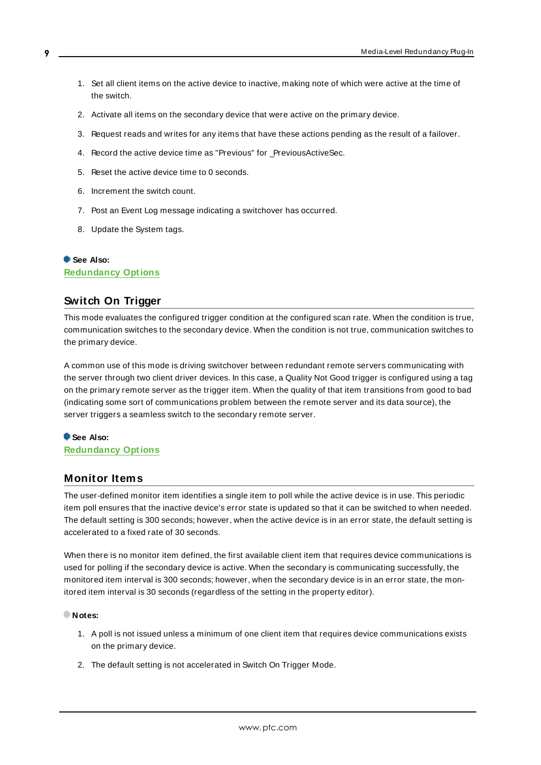1. Set all client items on the active device to inactive, making note of which were active at the time of the switch.
2. Activate all items on the secondary device that were active on the primary device.
3. Request reads and writes for any items that have these actions pending as the result of a failover.
4. Record the active device time as "Previous" for _PreviousActiveSec.
5. Reset the active device time to 0 seconds.
6. Increment the switch count.
7. Post an Event Log message indicating a switchover has occurred.
8. Update the System tags.

**See Also:**
**Redundancy Options**

## Switch On Trigger

This mode evaluates the configured trigger condition at the configured scan rate. When the condition is true, communication switches to the secondary device. When the condition is not true, communication switches to the primary device.

A common use of this mode is driving switchover between redundant remote servers communicating with the server through two client driver devices. In this case, a Quality Not Good trigger is configured using a tag on the primary remote server as the trigger item. When the quality of that item transitions from good to bad (indicating some sort of communications problem between the remote server and its data source), the server triggers a seamless switch to the secondary remote server.

**See Also:**
**Redundancy Options**

## Monitor Items

The user-defined monitor item identifies a single item to poll while the active device is in use. This periodic item poll ensures that the inactive device's error state is updated so that it can be switched to when needed. The default setting is 300 seconds; however, when the active device is in an error state, the default setting is accelerated to a fixed rate of 30 seconds.

When there is no monitor item defined, the first available client item that requires device communications is used for polling if the secondary device is active. When the secondary is communicating successfully, the monitored item interval is 300 seconds; however, when the secondary device is in an error state, the monitored item interval is 30 seconds (regardless of the setting in the property editor).

**Notes:**

1. A poll is not issued unless a minimum of one client item that requires device communications exists on the primary device.
2. The default setting is not accelerated in Switch On Trigger Mode.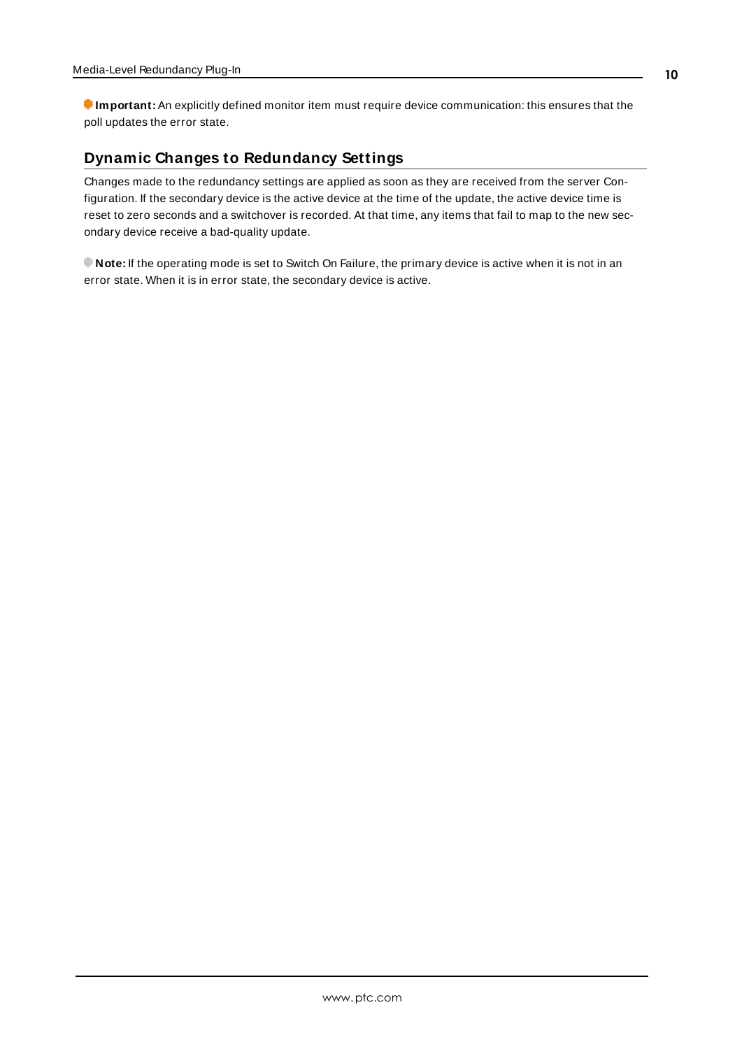**Important:** An explicitly defined monitor item must require device communication: this ensures that the poll updates the error state.

## Dynamic Changes to Redundancy Settings

Changes made to the redundancy settings are applied as soon as they are received from the server Configuration. If the secondary device is the active device at the time of the update, the active device time is reset to zero seconds and a switchover is recorded. At that time, any items that fail to map to the new secondary device receive a bad-quality update.

**Note:** If the operating mode is set to Switch On Failure, the primary device is active when it is not in an error state. When it is in error state, the secondary device is active.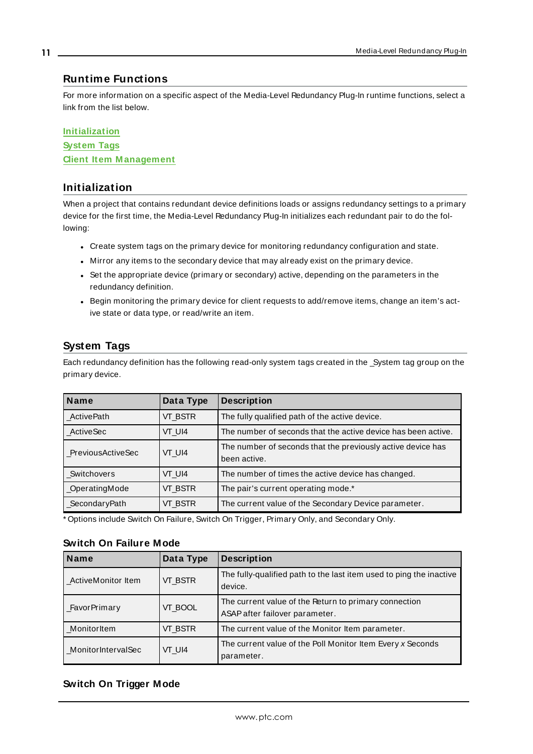## Runtime Functions

For more information on a specific aspect of the Media-Level Redundancy Plug-In runtime functions, select a link from the list below.

Initialization
System Tags
Client Item Management

## Initialization

When a project that contains redundant device definitions loads or assigns redundancy settings to a primary device for the first time, the Media-Level Redundancy Plug-In initializes each redundant pair to do the following:

- Create system tags on the primary device for monitoring redundancy configuration and state.
- Mirror any items to the secondary device that may already exist on the primary device.
- Set the appropriate device (primary or secondary) active, depending on the parameters in the redundancy definition.
- Begin monitoring the primary device for client requests to add/remove items, change an item's active state or data type, or read/write an item.

## System Tags

Each redundancy definition has the following read-only system tags created in the _System tag group on the primary device.

| Name | Data Type | Description |
|---|---|---|
| _ActivePath | VT_BSTR | The fully qualified path of the active device. |
| _ActiveSec | VT_UI4 | The number of seconds that the active device has been active. |
| _PreviousActiveSec | VT_UI4 | The number of seconds that the previously active device has been active. |
| _Switchovers | VT_UI4 | The number of times the active device has changed. |
| _OperatingMode | VT_BSTR | The pair's current operating mode.* |
| _SecondaryPath | VT_BSTR | The current value of the Secondary Device parameter. |

* Options include Switch On Failure, Switch On Trigger, Primary Only, and Secondary Only.

### Switch On Failure Mode

| Name | Data Type | Description |
|---|---|---|
| _ActiveMonitor Item | VT_BSTR | The fully-qualified path to the last item used to ping the inactive device. |
| _FavorPrimary | VT_BOOL | The current value of the Return to primary connection ASAP after failover parameter. |
| _MonitorItem | VT_BSTR | The current value of the Monitor Item parameter. |
| _MonitorIntervalSec | VT_UI4 | The current value of the Poll Monitor Item Every *x* Seconds parameter. |

### Switch On Trigger Mode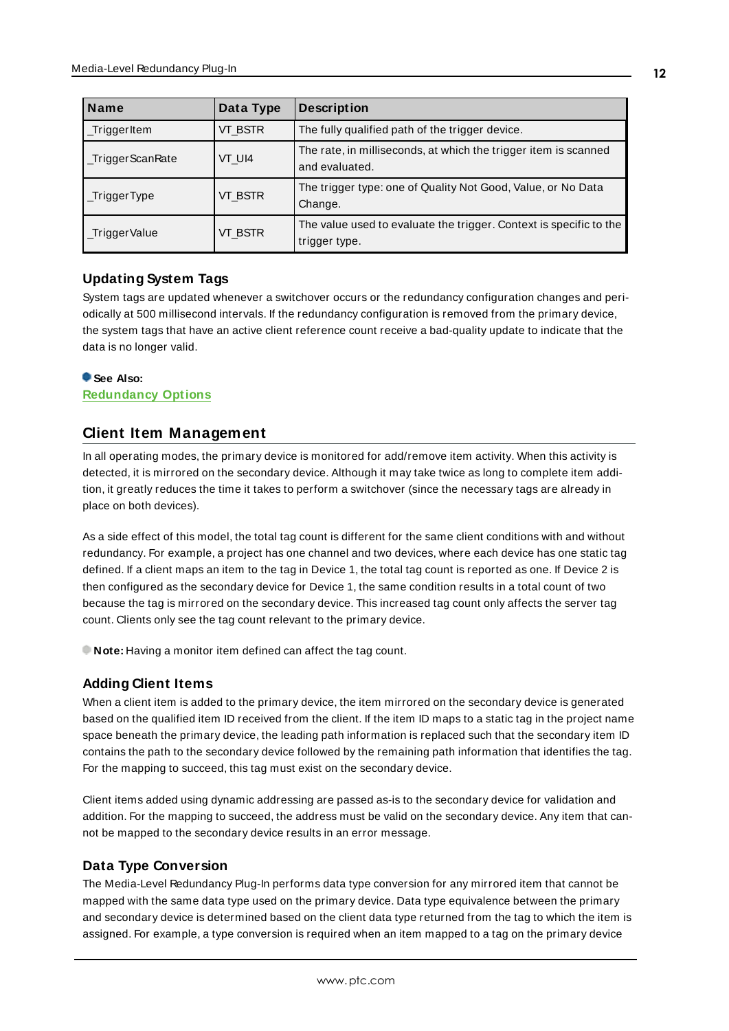| Name | Data Type | Description |
| --- | --- | --- |
| _TriggerItem | VT_BSTR | The fully qualified path of the trigger device. |
| _TriggerScanRate | VT_UI4 | The rate, in milliseconds, at which the trigger item is scanned and evaluated. |
| _TriggerType | VT_BSTR | The trigger type: one of Quality Not Good, Value, or No Data Change. |
| _TriggerValue | VT_BSTR | The value used to evaluate the trigger. Context is specific to the trigger type. |

### Updating System Tags

System tags are updated whenever a switchover occurs or the redundancy configuration changes and periodically at 500 millisecond intervals. If the redundancy configuration is removed from the primary device, the system tags that have an active client reference count receive a bad-quality update to indicate that the data is no longer valid.

**See Also:**
Redundancy Options

## Client Item Management

In all operating modes, the primary device is monitored for add/remove item activity. When this activity is detected, it is mirrored on the secondary device. Although it may take twice as long to complete item addition, it greatly reduces the time it takes to perform a switchover (since the necessary tags are already in place on both devices).

As a side effect of this model, the total tag count is different for the same client conditions with and without redundancy. For example, a project has one channel and two devices, where each device has one static tag defined. If a client maps an item to the tag in Device 1, the total tag count is reported as one. If Device 2 is then configured as the secondary device for Device 1, the same condition results in a total count of two because the tag is mirrored on the secondary device. This increased tag count only affects the server tag count. Clients only see the tag count relevant to the primary device.

**Note:** Having a monitor item defined can affect the tag count.

### Adding Client Items

When a client item is added to the primary device, the item mirrored on the secondary device is generated based on the qualified item ID received from the client. If the item ID maps to a static tag in the project name space beneath the primary device, the leading path information is replaced such that the secondary item ID contains the path to the secondary device followed by the remaining path information that identifies the tag. For the mapping to succeed, this tag must exist on the secondary device.

Client items added using dynamic addressing are passed as-is to the secondary device for validation and addition. For the mapping to succeed, the address must be valid on the secondary device. Any item that cannot be mapped to the secondary device results in an error message.

### Data Type Conversion

The Media-Level Redundancy Plug-In performs data type conversion for any mirrored item that cannot be mapped with the same data type used on the primary device. Data type equivalence between the primary and secondary device is determined based on the client data type returned from the tag to which the item is assigned. For example, a type conversion is required when an item mapped to a tag on the primary device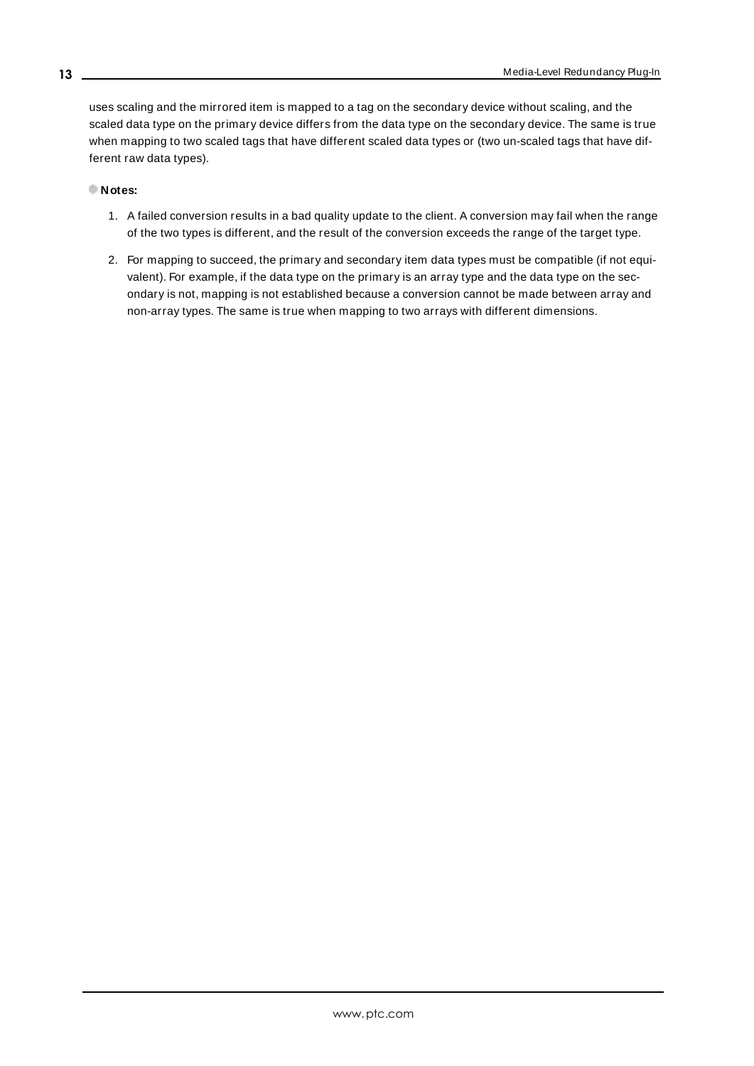uses scaling and the mirrored item is mapped to a tag on the secondary device without scaling, and the scaled data type on the primary device differs from the data type on the secondary device. The same is true when mapping to two scaled tags that have different scaled data types or (two un-scaled tags that have different raw data types).

**Notes:**

1. A failed conversion results in a bad quality update to the client. A conversion may fail when the range of the two types is different, and the result of the conversion exceeds the range of the target type.
2. For mapping to succeed, the primary and secondary item data types must be compatible (if not equivalent). For example, if the data type on the primary is an array type and the data type on the secondary is not, mapping is not established because a conversion cannot be made between array and non-array types. The same is true when mapping to two arrays with different dimensions.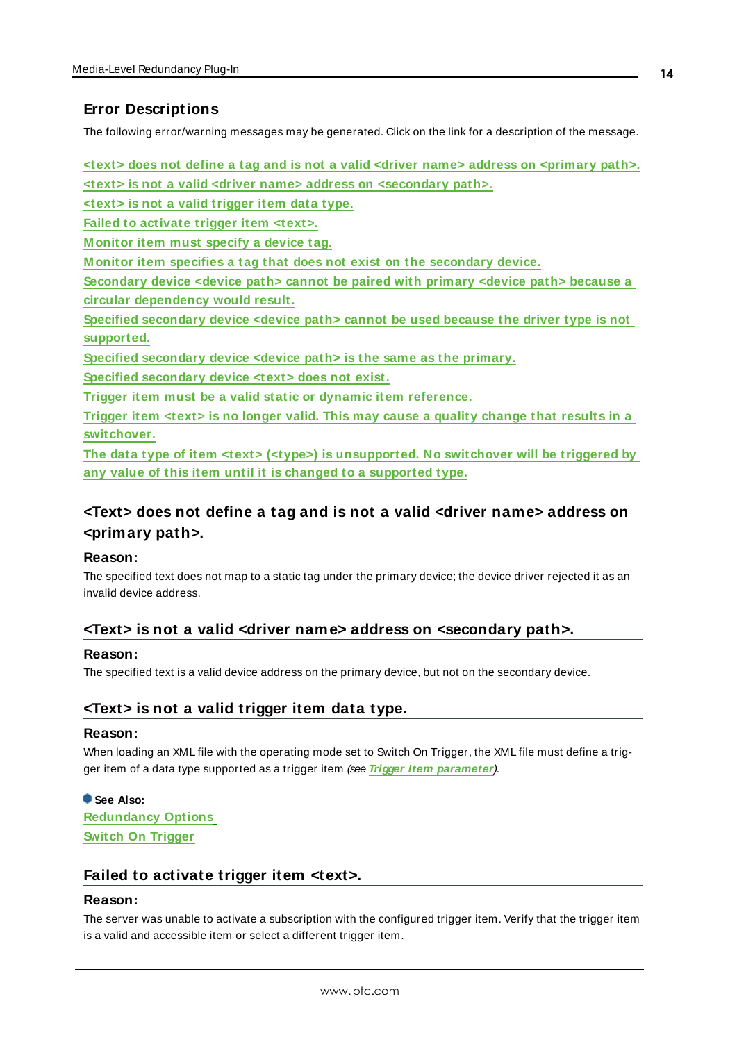## Error Descriptions

The following error/warning messages may be generated. Click on the link for a description of the message.

<text> does not define a tag and is not a valid <driver name> address on <primary path>.
<text> is not a valid <driver name> address on <secondary path>.
<text> is not a valid trigger item data type.
Failed to activate trigger item <text>.
Monitor item must specify a device tag.
Monitor item specifies a tag that does not exist on the secondary device.
Secondary device <device path> cannot be paired with primary <device path> because a circular dependency would result.
Specified secondary device <device path> cannot be used because the driver type is not supported.
Specified secondary device <device path> is the same as the primary.
Specified secondary device <text> does not exist.
Trigger item must be a valid static or dynamic item reference.
Trigger item <text> is no longer valid. This may cause a quality change that results in a switchover.
The data type of item <text> (<type>) is unsupported. No switchover will be triggered by any value of this item until it is changed to a supported type.

### <Text> does not define a tag and is not a valid <driver name> address on <primary path>.

**Reason:**

The specified text does not map to a static tag under the primary device; the device driver rejected it as an invalid device address.

### <Text> is not a valid <driver name> address on <secondary path>.

**Reason:**

The specified text is a valid device address on the primary device, but not on the secondary device.

### <Text> is not a valid trigger item data type.

**Reason:**

When loading an XML file with the operating mode set to Switch On Trigger, the XML file must define a trigger item of a data type supported as a trigger item *(see **Trigger Item parameter**)*.

**See Also:**
Redundancy Options
Switch On Trigger

### Failed to activate trigger item <text>.

**Reason:**

The server was unable to activate a subscription with the configured trigger item. Verify that the trigger item is a valid and accessible item or select a different trigger item.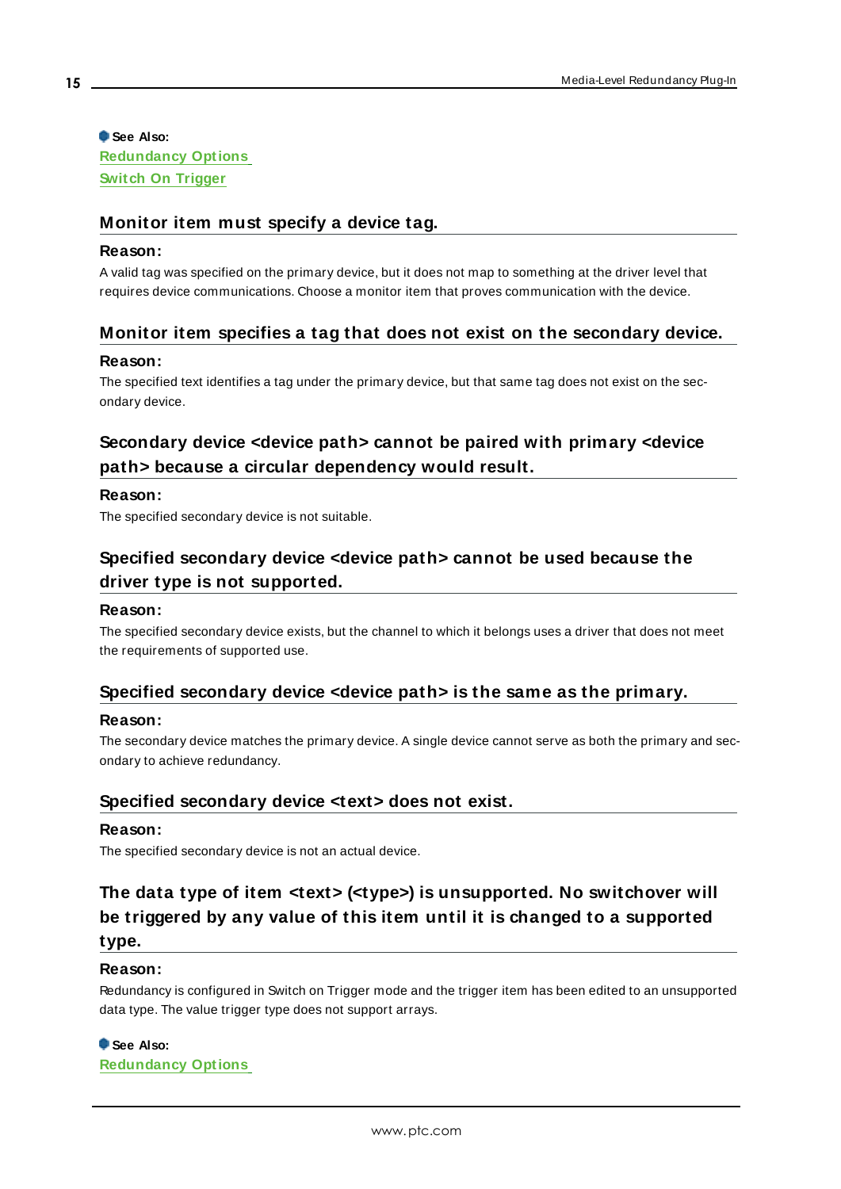**See Also:**
[Redundancy Options](#)
[Switch On Trigger](#)

## Monitor item must specify a device tag.

**Reason:**

A valid tag was specified on the primary device, but it does not map to something at the driver level that requires device communications. Choose a monitor item that proves communication with the device.

## Monitor item specifies a tag that does not exist on the secondary device.

**Reason:**

The specified text identifies a tag under the primary device, but that same tag does not exist on the secondary device.

## Secondary device <device path> cannot be paired with primary <device path> because a circular dependency would result.

**Reason:**

The specified secondary device is not suitable.

## Specified secondary device <device path> cannot be used because the driver type is not supported.

**Reason:**

The specified secondary device exists, but the channel to which it belongs uses a driver that does not meet the requirements of supported use.

## Specified secondary device <device path> is the same as the primary.

**Reason:**

The secondary device matches the primary device. A single device cannot serve as both the primary and secondary to achieve redundancy.

## Specified secondary device <text> does not exist.

**Reason:**

The specified secondary device is not an actual device.

## The data type of item <text> (<type>) is unsupported. No switchover will be triggered by any value of this item until it is changed to a supported type.

**Reason:**

Redundancy is configured in Switch on Trigger mode and the trigger item has been edited to an unsupported data type. The value trigger type does not support arrays.

**See Also:**
[Redundancy Options](#)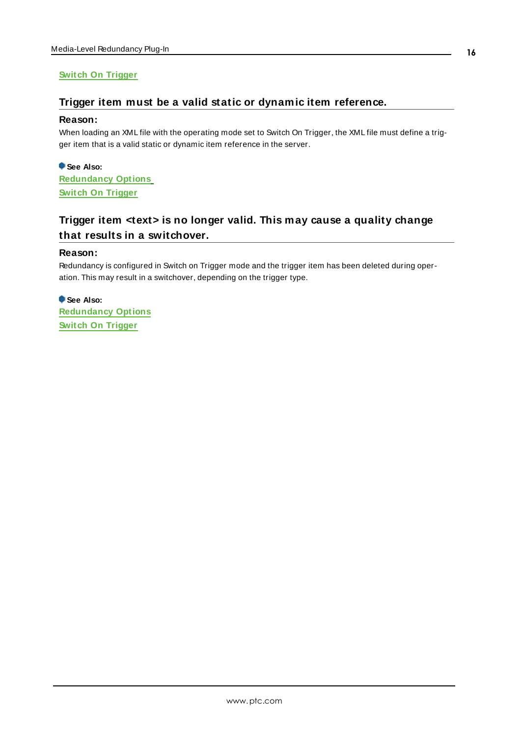Switch On Trigger

## Trigger item must be a valid static or dynamic item reference.

### Reason:

When loading an XML file with the operating mode set to Switch On Trigger, the XML file must define a trigger item that is a valid static or dynamic item reference in the server.

**See Also:**
Redundancy Options
Switch On Trigger

## Trigger item <text> is no longer valid. This may cause a quality change that results in a switchover.

### Reason:

Redundancy is configured in Switch on Trigger mode and the trigger item has been deleted during operation. This may result in a switchover, depending on the trigger type.

**See Also:**
Redundancy Options
Switch On Trigger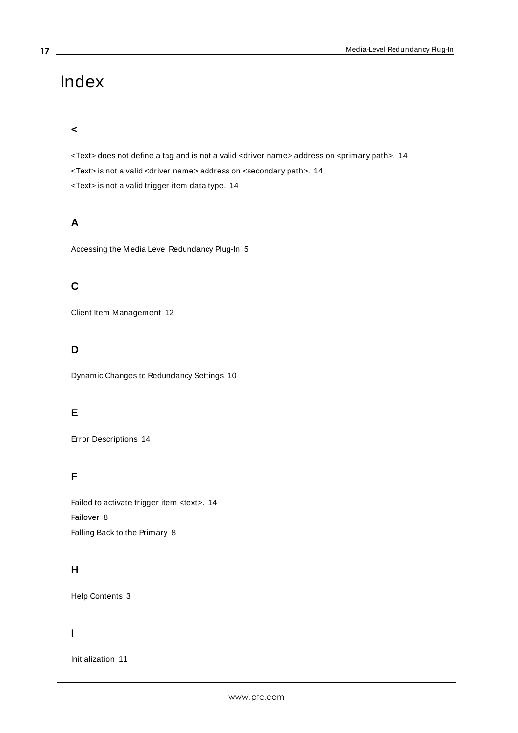# Index

## <

<Text> does not define a tag and is not a valid <driver name> address on <primary path>. 14

<Text> is not a valid <driver name> address on <secondary path>. 14

<Text> is not a valid trigger item data type. 14

## A

Accessing the Media Level Redundancy Plug-In 5

## C

Client Item Management 12

## D

Dynamic Changes to Redundancy Settings 10

## E

Error Descriptions 14

## F

Failed to activate trigger item <text>. 14

Failover 8

Falling Back to the Primary 8

## H

Help Contents 3

## I

Initialization 11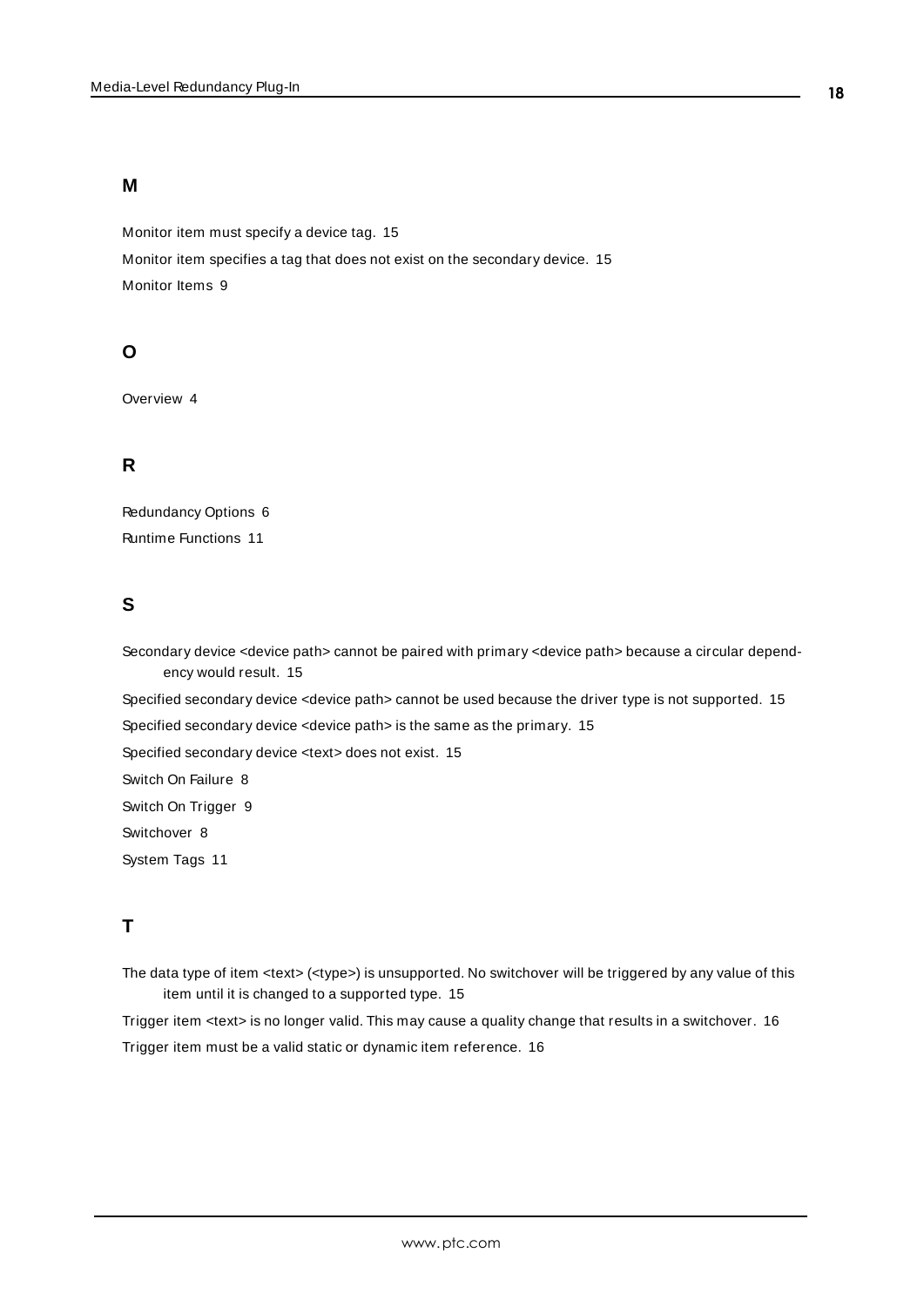## M

Monitor item must specify a device tag. 15

Monitor item specifies a tag that does not exist on the secondary device. 15

Monitor Items 9

## O

Overview 4

## R

Redundancy Options 6

Runtime Functions 11

## S

Secondary device <device path> cannot be paired with primary <device path> because a circular dependency would result. 15

Specified secondary device <device path> cannot be used because the driver type is not supported. 15

Specified secondary device <device path> is the same as the primary. 15

Specified secondary device <text> does not exist. 15

Switch On Failure 8

Switch On Trigger 9

Switchover 8

System Tags 11

## T

The data type of item <text> (<type>) is unsupported. No switchover will be triggered by any value of this item until it is changed to a supported type. 15

Trigger item <text> is no longer valid. This may cause a quality change that results in a switchover. 16

Trigger item must be a valid static or dynamic item reference. 16